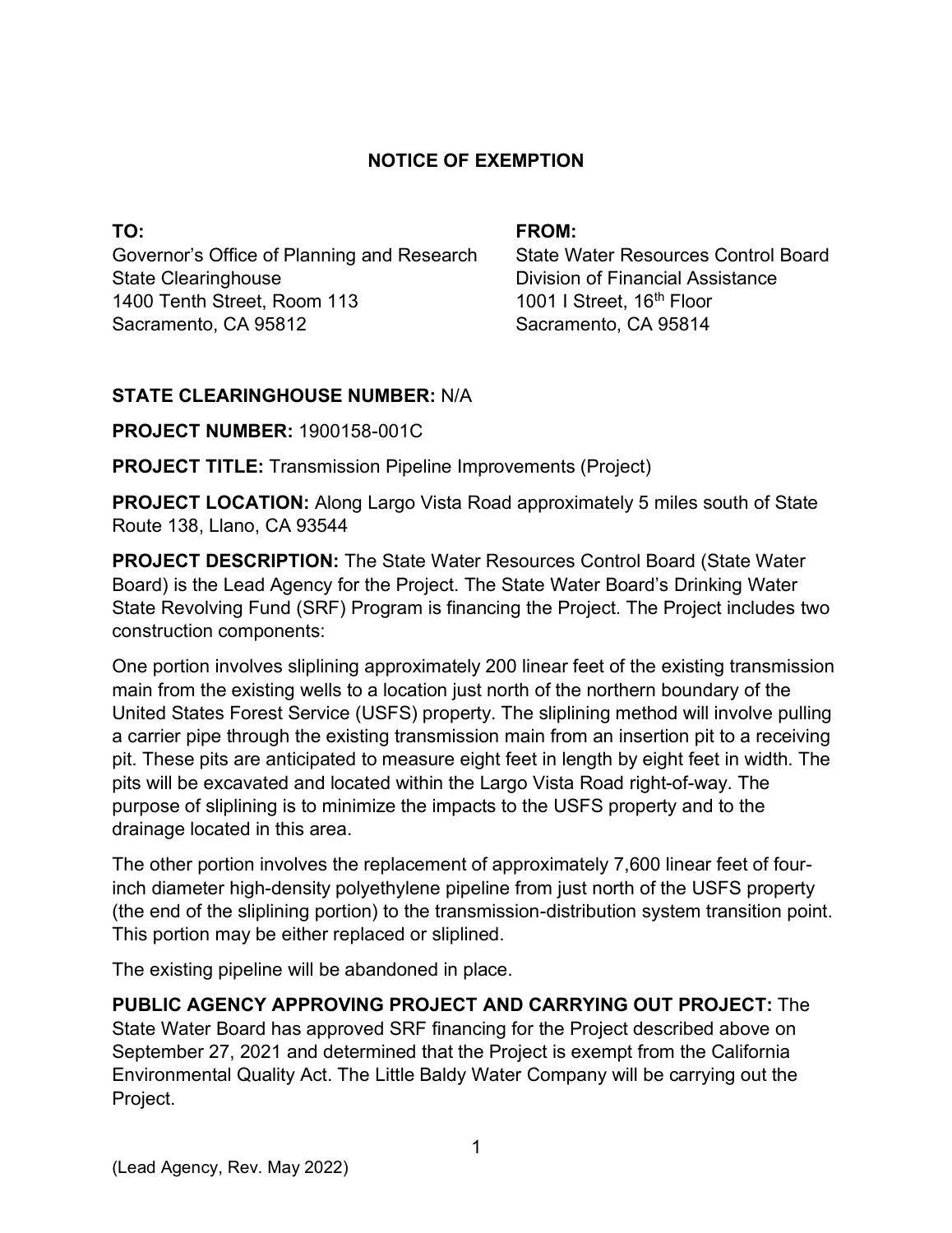# NOTICE OF EXEMPTION

**TO:**
Governor's Office of Planning and Research
State Clearinghouse
1400 Tenth Street, Room 113
Sacramento, CA 95812

**FROM:**
State Water Resources Control Board
Division of Financial Assistance
1001 I Street, 16th Floor
Sacramento, CA 95814

**STATE CLEARINGHOUSE NUMBER:** N/A

**PROJECT NUMBER:** 1900158-001C

**PROJECT TITLE:** Transmission Pipeline Improvements (Project)

**PROJECT LOCATION:** Along Largo Vista Road approximately 5 miles south of State Route 138, Llano, CA 93544

**PROJECT DESCRIPTION:** The State Water Resources Control Board (State Water Board) is the Lead Agency for the Project. The State Water Board's Drinking Water State Revolving Fund (SRF) Program is financing the Project. The Project includes two construction components:

One portion involves sliplining approximately 200 linear feet of the existing transmission main from the existing wells to a location just north of the northern boundary of the United States Forest Service (USFS) property. The sliplining method will involve pulling a carrier pipe through the existing transmission main from an insertion pit to a receiving pit. These pits are anticipated to measure eight feet in length by eight feet in width. The pits will be excavated and located within the Largo Vista Road right-of-way. The purpose of sliplining is to minimize the impacts to the USFS property and to the drainage located in this area.

The other portion involves the replacement of approximately 7,600 linear feet of four-inch diameter high-density polyethylene pipeline from just north of the USFS property (the end of the sliplining portion) to the transmission-distribution system transition point. This portion may be either replaced or sliplined.

The existing pipeline will be abandoned in place.

**PUBLIC AGENCY APPROVING PROJECT AND CARRYING OUT PROJECT:** The State Water Board has approved SRF financing for the Project described above on September 27, 2021 and determined that the Project is exempt from the California Environmental Quality Act. The Little Baldy Water Company will be carrying out the Project.

(Lead Agency, Rev. May 2022)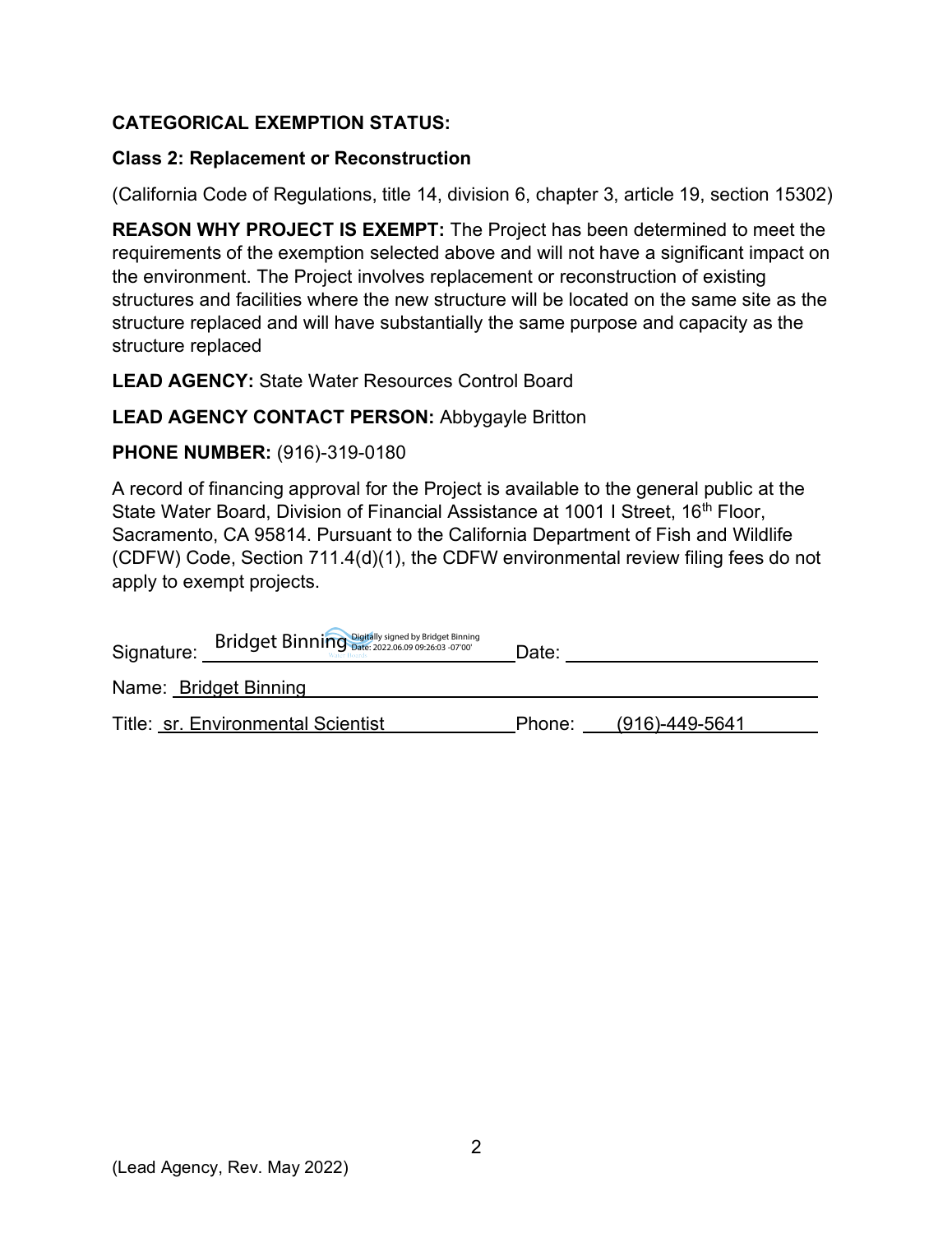**CATEGORICAL EXEMPTION STATUS:**

**Class 2: Replacement or Reconstruction**

(California Code of Regulations, title 14, division 6, chapter 3, article 19, section 15302)

**REASON WHY PROJECT IS EXEMPT:** The Project has been determined to meet the requirements of the exemption selected above and will not have a significant impact on the environment. The Project involves replacement or reconstruction of existing structures and facilities where the new structure will be located on the same site as the structure replaced and will have substantially the same purpose and capacity as the structure replaced

**LEAD AGENCY:** State Water Resources Control Board

**LEAD AGENCY CONTACT PERSON:** Abbygayle Britton

**PHONE NUMBER:** (916)-319-0180

A record of financing approval for the Project is available to the general public at the State Water Board, Division of Financial Assistance at 1001 I Street, 16th Floor, Sacramento, CA 95814. Pursuant to the California Department of Fish and Wildlife (CDFW) Code, Section 711.4(d)(1), the CDFW environmental review filing fees do not apply to exempt projects.

Signature: Bridget Binning (Digitally signed by Bridget Binning Date: 2022.06.09 09:26:03 -07'00') Date:

Name: Bridget Binning

Title: sr. Environmental Scientist Phone: (916)-449-5641

(Lead Agency, Rev. May 2022)